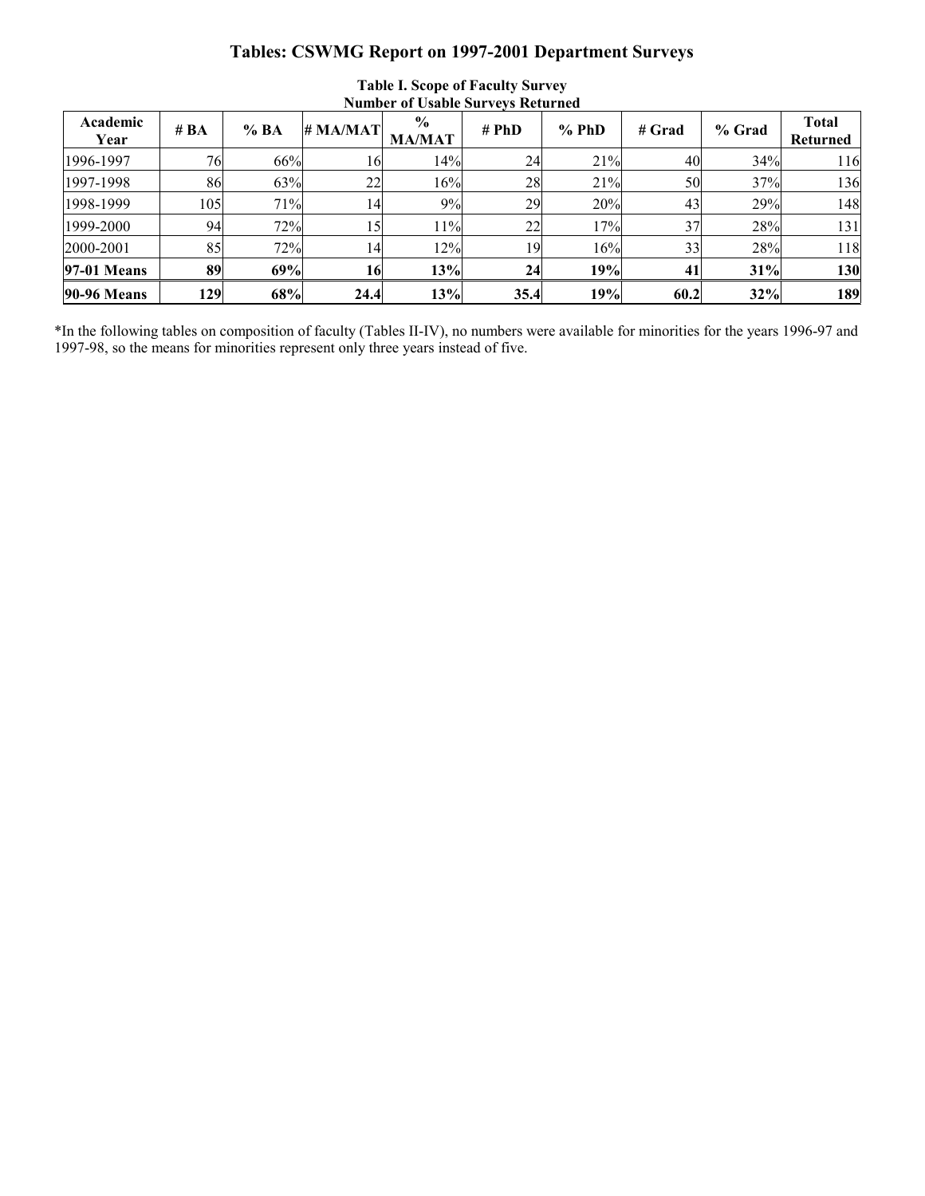# Tables: CSWMG Report on 1997-2001 Department Surveys

**Table I. Scope of Faculty Survey**
**Number of Usable Surveys Returned**

| Academic Year | # BA | % BA | # MA/MAT | % MA/MAT | # PhD | % PhD | # Grad | % Grad | Total Returned |
|---|---|---|---|---|---|---|---|---|---|
| 1996-1997 | 76 | 66% | 16 | 14% | 24 | 21% | 40 | 34% | 116 |
| 1997-1998 | 86 | 63% | 22 | 16% | 28 | 21% | 50 | 37% | 136 |
| 1998-1999 | 105 | 71% | 14 | 9% | 29 | 20% | 43 | 29% | 148 |
| 1999-2000 | 94 | 72% | 15 | 11% | 22 | 17% | 37 | 28% | 131 |
| 2000-2001 | 85 | 72% | 14 | 12% | 19 | 16% | 33 | 28% | 118 |
| **97-01 Means** | **89** | **69%** | **16** | **13%** | **24** | **19%** | **41** | **31%** | **130** |
| **90-96 Means** | **129** | **68%** | **24.4** | **13%** | **35.4** | **19%** | **60.2** | **32%** | **189** |

*In the following tables on composition of faculty (Tables II-IV), no numbers were available for minorities for the years 1996-97 and 1997-98, so the means for minorities represent only three years instead of five.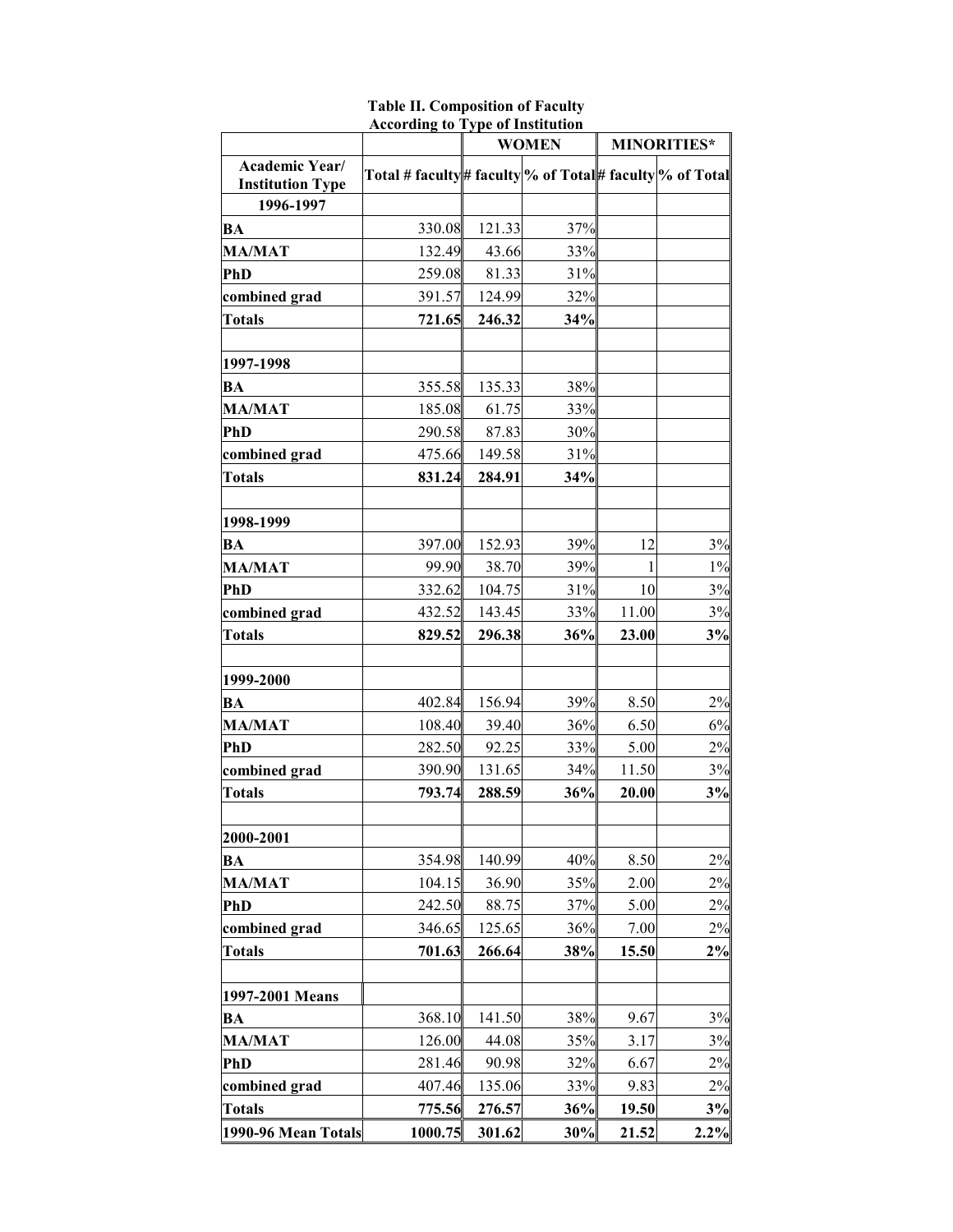**Table II. Composition of Faculty According to Type of Institution**

| | | WOMEN | | MINORITIES* | |
|---|---|---|---|---|---|
| **Academic Year/ Institution Type** | **Total # faculty** | **# faculty** | **% of Total** | **# faculty** | **% of Total** |
| **1996-1997** | | | | | |
| **BA** | 330.08 | 121.33 | 37% | | |
| **MA/MAT** | 132.49 | 43.66 | 33% | | |
| **PhD** | 259.08 | 81.33 | 31% | | |
| **combined grad** | 391.57 | 124.99 | 32% | | |
| **Totals** | **721.65** | **246.32** | **34%** | | |
| | | | | | |
| **1997-1998** | | | | | |
| **BA** | 355.58 | 135.33 | 38% | | |
| **MA/MAT** | 185.08 | 61.75 | 33% | | |
| **PhD** | 290.58 | 87.83 | 30% | | |
| **combined grad** | 475.66 | 149.58 | 31% | | |
| **Totals** | **831.24** | **284.91** | **34%** | | |
| | | | | | |
| **1998-1999** | | | | | |
| **BA** | 397.00 | 152.93 | 39% | 12 | 3% |
| **MA/MAT** | 99.90 | 38.70 | 39% | 1 | 1% |
| **PhD** | 332.62 | 104.75 | 31% | 10 | 3% |
| **combined grad** | 432.52 | 143.45 | 33% | 11.00 | 3% |
| **Totals** | **829.52** | **296.38** | **36%** | **23.00** | **3%** |
| | | | | | |
| **1999-2000** | | | | | |
| **BA** | 402.84 | 156.94 | 39% | 8.50 | 2% |
| **MA/MAT** | 108.40 | 39.40 | 36% | 6.50 | 6% |
| **PhD** | 282.50 | 92.25 | 33% | 5.00 | 2% |
| **combined grad** | 390.90 | 131.65 | 34% | 11.50 | 3% |
| **Totals** | **793.74** | **288.59** | **36%** | **20.00** | **3%** |
| | | | | | |
| **2000-2001** | | | | | |
| **BA** | 354.98 | 140.99 | 40% | 8.50 | 2% |
| **MA/MAT** | 104.15 | 36.90 | 35% | 2.00 | 2% |
| **PhD** | 242.50 | 88.75 | 37% | 5.00 | 2% |
| **combined grad** | 346.65 | 125.65 | 36% | 7.00 | 2% |
| **Totals** | **701.63** | **266.64** | **38%** | **15.50** | **2%** |
| | | | | | |
| **1997-2001 Means** | | | | | |
| **BA** | 368.10 | 141.50 | 38% | 9.67 | 3% |
| **MA/MAT** | 126.00 | 44.08 | 35% | 3.17 | 3% |
| **PhD** | 281.46 | 90.98 | 32% | 6.67 | 2% |
| **combined grad** | 407.46 | 135.06 | 33% | 9.83 | 2% |
| **Totals** | **775.56** | **276.57** | **36%** | **19.50** | **3%** |
| **1990-96 Mean Totals** | **1000.75** | **301.62** | **30%** | **21.52** | **2.2%** |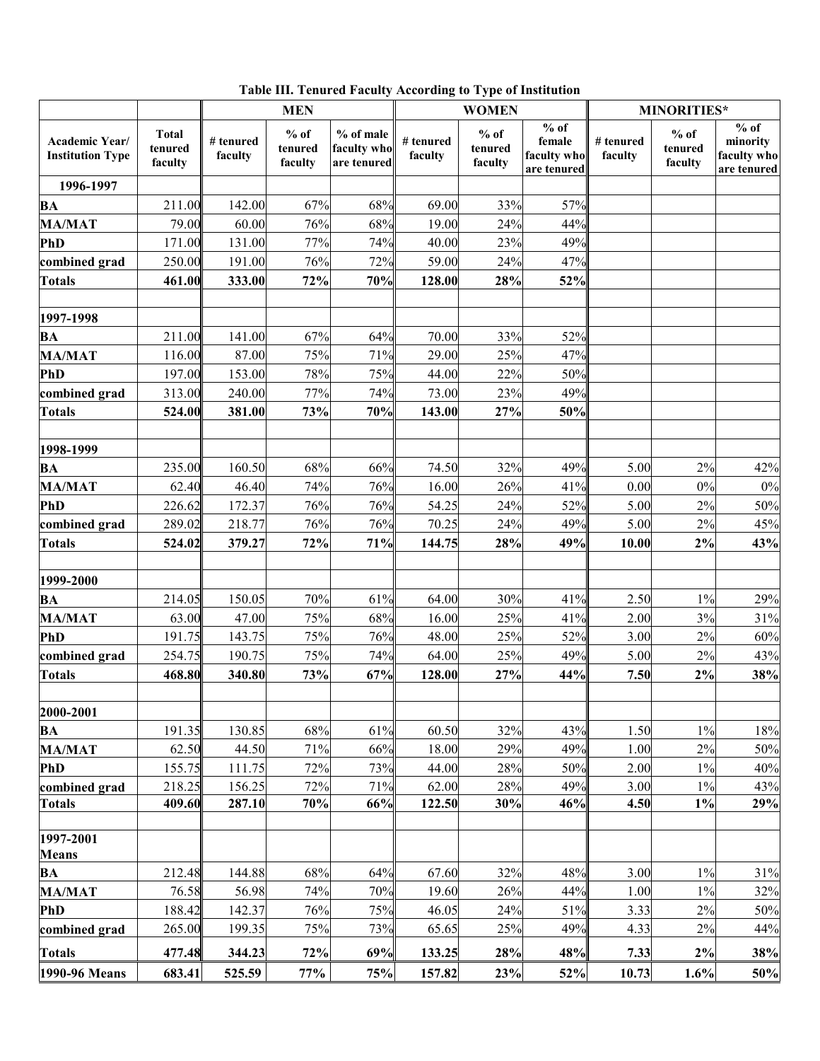**Table III. Tenured Faculty According to Type of Institution**

| | | MEN | | | WOMEN | | | MINORITIES* | | |
|---|---|---|---|---|---|---|---|---|---|---|
| **Academic Year/ Institution Type** | **Total tenured faculty** | **# tenured faculty** | **% of tenured faculty** | **% of male faculty who are tenured** | **# tenured faculty** | **% of tenured faculty** | **% of female faculty who are tenured** | **# tenured faculty** | **% of tenured faculty** | **% of minority faculty who are tenured** |
| **1996-1997** | | | | | | | | | | |
| **BA** | 211.00 | 142.00 | 67% | 68% | 69.00 | 33% | 57% | | | |
| **MA/MAT** | 79.00 | 60.00 | 76% | 68% | 19.00 | 24% | 44% | | | |
| **PhD** | 171.00 | 131.00 | 77% | 74% | 40.00 | 23% | 49% | | | |
| **combined grad** | 250.00 | 191.00 | 76% | 72% | 59.00 | 24% | 47% | | | |
| **Totals** | **461.00** | **333.00** | **72%** | **70%** | **128.00** | **28%** | **52%** | | | |
| | | | | | | | | | | |
| **1997-1998** | | | | | | | | | | |
| **BA** | 211.00 | 141.00 | 67% | 64% | 70.00 | 33% | 52% | | | |
| **MA/MAT** | 116.00 | 87.00 | 75% | 71% | 29.00 | 25% | 47% | | | |
| **PhD** | 197.00 | 153.00 | 78% | 75% | 44.00 | 22% | 50% | | | |
| **combined grad** | 313.00 | 240.00 | 77% | 74% | 73.00 | 23% | 49% | | | |
| **Totals** | **524.00** | **381.00** | **73%** | **70%** | **143.00** | **27%** | **50%** | | | |
| | | | | | | | | | | |
| **1998-1999** | | | | | | | | | | |
| **BA** | 235.00 | 160.50 | 68% | 66% | 74.50 | 32% | 49% | 5.00 | 2% | 42% |
| **MA/MAT** | 62.40 | 46.40 | 74% | 76% | 16.00 | 26% | 41% | 0.00 | 0% | 0% |
| **PhD** | 226.62 | 172.37 | 76% | 76% | 54.25 | 24% | 52% | 5.00 | 2% | 50% |
| **combined grad** | 289.02 | 218.77 | 76% | 76% | 70.25 | 24% | 49% | 5.00 | 2% | 45% |
| **Totals** | **524.02** | **379.27** | **72%** | **71%** | **144.75** | **28%** | **49%** | **10.00** | **2%** | **43%** |
| | | | | | | | | | | |
| **1999-2000** | | | | | | | | | | |
| **BA** | 214.05 | 150.05 | 70% | 61% | 64.00 | 30% | 41% | 2.50 | 1% | 29% |
| **MA/MAT** | 63.00 | 47.00 | 75% | 68% | 16.00 | 25% | 41% | 2.00 | 3% | 31% |
| **PhD** | 191.75 | 143.75 | 75% | 76% | 48.00 | 25% | 52% | 3.00 | 2% | 60% |
| **combined grad** | 254.75 | 190.75 | 75% | 74% | 64.00 | 25% | 49% | 5.00 | 2% | 43% |
| **Totals** | **468.80** | **340.80** | **73%** | **67%** | **128.00** | **27%** | **44%** | **7.50** | **2%** | **38%** |
| | | | | | | | | | | |
| **2000-2001** | | | | | | | | | | |
| **BA** | 191.35 | 130.85 | 68% | 61% | 60.50 | 32% | 43% | 1.50 | 1% | 18% |
| **MA/MAT** | 62.50 | 44.50 | 71% | 66% | 18.00 | 29% | 49% | 1.00 | 2% | 50% |
| **PhD** | 155.75 | 111.75 | 72% | 73% | 44.00 | 28% | 50% | 2.00 | 1% | 40% |
| **combined grad** | 218.25 | 156.25 | 72% | 71% | 62.00 | 28% | 49% | 3.00 | 1% | 43% |
| **Totals** | **409.60** | **287.10** | **70%** | **66%** | **122.50** | **30%** | **46%** | **4.50** | **1%** | **29%** |
| | | | | | | | | | | |
| **1997-2001 Means** | | | | | | | | | | |
| **BA** | 212.48 | 144.88 | 68% | 64% | 67.60 | 32% | 48% | 3.00 | 1% | 31% |
| **MA/MAT** | 76.58 | 56.98 | 74% | 70% | 19.60 | 26% | 44% | 1.00 | 1% | 32% |
| **PhD** | 188.42 | 142.37 | 76% | 75% | 46.05 | 24% | 51% | 3.33 | 2% | 50% |
| **combined grad** | 265.00 | 199.35 | 75% | 73% | 65.65 | 25% | 49% | 4.33 | 2% | 44% |
| **Totals** | **477.48** | **344.23** | **72%** | **69%** | **133.25** | **28%** | **48%** | **7.33** | **2%** | **38%** |
| **1990-96 Means** | **683.41** | **525.59** | **77%** | **75%** | **157.82** | **23%** | **52%** | **10.73** | **1.6%** | **50%** |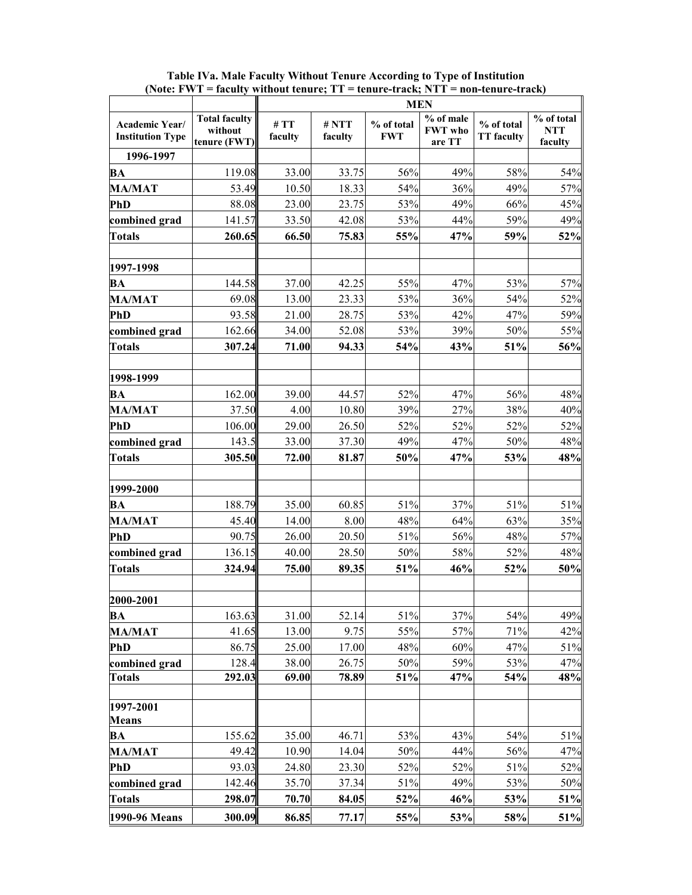**Table IVa. Male Faculty Without Tenure According to Type of Institution**
**(Note: FWT = faculty without tenure; TT = tenure-track; NTT = non-tenure-track)**

| | | **MEN** | | | | | |
|---|---|---|---|---|---|---|---|
| **Academic Year/ Institution Type** | **Total faculty without tenure (FWT)** | **# TT faculty** | **# NTT faculty** | **% of total FWT** | **% of male FWT who are TT** | **% of total TT faculty** | **% of total NTT faculty** |
| **1996-1997** | | | | | | | |
| **BA** | 119.08 | 33.00 | 33.75 | 56% | 49% | 58% | 54% |
| **MA/MAT** | 53.49 | 10.50 | 18.33 | 54% | 36% | 49% | 57% |
| **PhD** | 88.08 | 23.00 | 23.75 | 53% | 49% | 66% | 45% |
| **combined grad** | 141.57 | 33.50 | 42.08 | 53% | 44% | 59% | 49% |
| **Totals** | **260.65** | **66.50** | **75.83** | **55%** | **47%** | **59%** | **52%** |
| | | | | | | | |
| **1997-1998** | | | | | | | |
| **BA** | 144.58 | 37.00 | 42.25 | 55% | 47% | 53% | 57% |
| **MA/MAT** | 69.08 | 13.00 | 23.33 | 53% | 36% | 54% | 52% |
| **PhD** | 93.58 | 21.00 | 28.75 | 53% | 42% | 47% | 59% |
| **combined grad** | 162.66 | 34.00 | 52.08 | 53% | 39% | 50% | 55% |
| **Totals** | **307.24** | **71.00** | **94.33** | **54%** | **43%** | **51%** | **56%** |
| | | | | | | | |
| **1998-1999** | | | | | | | |
| **BA** | 162.00 | 39.00 | 44.57 | 52% | 47% | 56% | 48% |
| **MA/MAT** | 37.50 | 4.00 | 10.80 | 39% | 27% | 38% | 40% |
| **PhD** | 106.00 | 29.00 | 26.50 | 52% | 52% | 52% | 52% |
| **combined grad** | 143.5 | 33.00 | 37.30 | 49% | 47% | 50% | 48% |
| **Totals** | **305.50** | **72.00** | **81.87** | **50%** | **47%** | **53%** | **48%** |
| | | | | | | | |
| **1999-2000** | | | | | | | |
| **BA** | 188.79 | 35.00 | 60.85 | 51% | 37% | 51% | 51% |
| **MA/MAT** | 45.40 | 14.00 | 8.00 | 48% | 64% | 63% | 35% |
| **PhD** | 90.75 | 26.00 | 20.50 | 51% | 56% | 48% | 57% |
| **combined grad** | 136.15 | 40.00 | 28.50 | 50% | 58% | 52% | 48% |
| **Totals** | **324.94** | **75.00** | **89.35** | **51%** | **46%** | **52%** | **50%** |
| | | | | | | | |
| **2000-2001** | | | | | | | |
| **BA** | 163.63 | 31.00 | 52.14 | 51% | 37% | 54% | 49% |
| **MA/MAT** | 41.65 | 13.00 | 9.75 | 55% | 57% | 71% | 42% |
| **PhD** | 86.75 | 25.00 | 17.00 | 48% | 60% | 47% | 51% |
| **combined grad** | 128.4 | 38.00 | 26.75 | 50% | 59% | 53% | 47% |
| **Totals** | **292.03** | **69.00** | **78.89** | **51%** | **47%** | **54%** | **48%** |
| | | | | | | | |
| **1997-2001 Means** | | | | | | | |
| **BA** | 155.62 | 35.00 | 46.71 | 53% | 43% | 54% | 51% |
| **MA/MAT** | 49.42 | 10.90 | 14.04 | 50% | 44% | 56% | 47% |
| **PhD** | 93.03 | 24.80 | 23.30 | 52% | 52% | 51% | 52% |
| **combined grad** | 142.46 | 35.70 | 37.34 | 51% | 49% | 53% | 50% |
| **Totals** | **298.07** | **70.70** | **84.05** | **52%** | **46%** | **53%** | **51%** |
| **1990-96 Means** | **300.09** | **86.85** | **77.17** | **55%** | **53%** | **58%** | **51%** |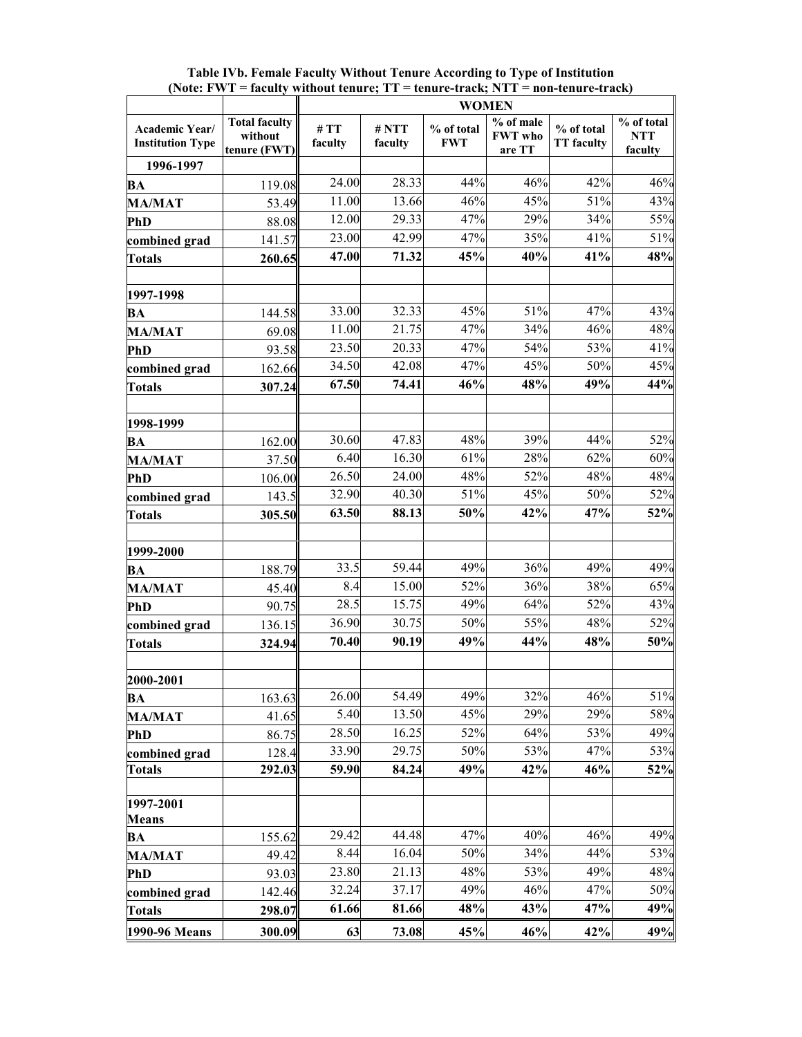**Table IVb. Female Faculty Without Tenure According to Type of Institution**
**(Note: FWT = faculty without tenure; TT = tenure-track; NTT = non-tenure-track)**

| | | WOMEN | | | | | |
|---|---|---|---|---|---|---|---|
| Academic Year/ Institution Type | Total faculty without tenure (FWT) | # TT faculty | # NTT faculty | % of total FWT | % of male FWT who are TT | % of total TT faculty | % of total NTT faculty |
| **1996-1997** | | | | | | | |
| **BA** | 119.08 | 24.00 | 28.33 | 44% | 46% | 42% | 46% |
| **MA/MAT** | 53.49 | 11.00 | 13.66 | 46% | 45% | 51% | 43% |
| **PhD** | 88.08 | 12.00 | 29.33 | 47% | 29% | 34% | 55% |
| **combined grad** | 141.57 | 23.00 | 42.99 | 47% | 35% | 41% | 51% |
| **Totals** | **260.65** | **47.00** | **71.32** | **45%** | **40%** | **41%** | **48%** |
| | | | | | | | |
| **1997-1998** | | | | | | | |
| **BA** | 144.58 | 33.00 | 32.33 | 45% | 51% | 47% | 43% |
| **MA/MAT** | 69.08 | 11.00 | 21.75 | 47% | 34% | 46% | 48% |
| **PhD** | 93.58 | 23.50 | 20.33 | 47% | 54% | 53% | 41% |
| **combined grad** | 162.66 | 34.50 | 42.08 | 47% | 45% | 50% | 45% |
| **Totals** | **307.24** | **67.50** | **74.41** | **46%** | **48%** | **49%** | **44%** |
| | | | | | | | |
| **1998-1999** | | | | | | | |
| **BA** | 162.00 | 30.60 | 47.83 | 48% | 39% | 44% | 52% |
| **MA/MAT** | 37.50 | 6.40 | 16.30 | 61% | 28% | 62% | 60% |
| **PhD** | 106.00 | 26.50 | 24.00 | 48% | 52% | 48% | 48% |
| **combined grad** | 143.5 | 32.90 | 40.30 | 51% | 45% | 50% | 52% |
| **Totals** | **305.50** | **63.50** | **88.13** | **50%** | **42%** | **47%** | **52%** |
| | | | | | | | |
| **1999-2000** | | | | | | | |
| **BA** | 188.79 | 33.5 | 59.44 | 49% | 36% | 49% | 49% |
| **MA/MAT** | 45.40 | 8.4 | 15.00 | 52% | 36% | 38% | 65% |
| **PhD** | 90.75 | 28.5 | 15.75 | 49% | 64% | 52% | 43% |
| **combined grad** | 136.15 | 36.90 | 30.75 | 50% | 55% | 48% | 52% |
| **Totals** | **324.94** | **70.40** | **90.19** | **49%** | **44%** | **48%** | **50%** |
| | | | | | | | |
| **2000-2001** | | | | | | | |
| **BA** | 163.63 | 26.00 | 54.49 | 49% | 32% | 46% | 51% |
| **MA/MAT** | 41.65 | 5.40 | 13.50 | 45% | 29% | 29% | 58% |
| **PhD** | 86.75 | 28.50 | 16.25 | 52% | 64% | 53% | 49% |
| **combined grad** | 128.4 | 33.90 | 29.75 | 50% | 53% | 47% | 53% |
| **Totals** | **292.03** | **59.90** | **84.24** | **49%** | **42%** | **46%** | **52%** |
| | | | | | | | |
| **1997-2001 Means** | | | | | | | |
| **BA** | 155.62 | 29.42 | 44.48 | 47% | 40% | 46% | 49% |
| **MA/MAT** | 49.42 | 8.44 | 16.04 | 50% | 34% | 44% | 53% |
| **PhD** | 93.03 | 23.80 | 21.13 | 48% | 53% | 49% | 48% |
| **combined grad** | 142.46 | 32.24 | 37.17 | 49% | 46% | 47% | 50% |
| **Totals** | **298.07** | **61.66** | **81.66** | **48%** | **43%** | **47%** | **49%** |
| **1990-96 Means** | **300.09** | **63** | **73.08** | **45%** | **46%** | **42%** | **49%** |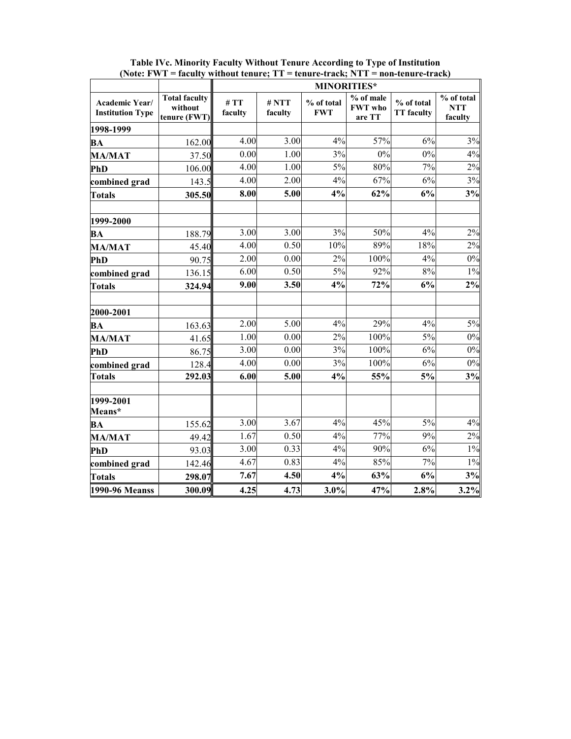**Table IVc. Minority Faculty Without Tenure According to Type of Institution**
**(Note: FWT = faculty without tenure; TT = tenure-track; NTT = non-tenure-track)**

| | | MINORITIES* | | | | | |
|---|---|---|---|---|---|---|---|
| **Academic Year/ Institution Type** | **Total faculty without tenure (FWT)** | **# TT faculty** | **# NTT faculty** | **% of total FWT** | **% of male FWT who are TT** | **% of total TT faculty** | **% of total NTT faculty** |
| **1998-1999** | | | | | | | |
| **BA** | 162.00 | 4.00 | 3.00 | 4% | 57% | 6% | 3% |
| **MA/MAT** | 37.50 | 0.00 | 1.00 | 3% | 0% | 0% | 4% |
| **PhD** | 106.00 | 4.00 | 1.00 | 5% | 80% | 7% | 2% |
| **combined grad** | 143.5 | 4.00 | 2.00 | 4% | 67% | 6% | 3% |
| **Totals** | **305.50** | **8.00** | **5.00** | **4%** | **62%** | **6%** | **3%** |
| | | | | | | | |
| **1999-2000** | | | | | | | |
| **BA** | 188.79 | 3.00 | 3.00 | 3% | 50% | 4% | 2% |
| **MA/MAT** | 45.40 | 4.00 | 0.50 | 10% | 89% | 18% | 2% |
| **PhD** | 90.75 | 2.00 | 0.00 | 2% | 100% | 4% | 0% |
| **combined grad** | 136.15 | 6.00 | 0.50 | 5% | 92% | 8% | 1% |
| **Totals** | **324.94** | **9.00** | **3.50** | **4%** | **72%** | **6%** | **2%** |
| | | | | | | | |
| **2000-2001** | | | | | | | |
| **BA** | 163.63 | 2.00 | 5.00 | 4% | 29% | 4% | 5% |
| **MA/MAT** | 41.65 | 1.00 | 0.00 | 2% | 100% | 5% | 0% |
| **PhD** | 86.75 | 3.00 | 0.00 | 3% | 100% | 6% | 0% |
| **combined grad** | 128.4 | 4.00 | 0.00 | 3% | 100% | 6% | 0% |
| **Totals** | **292.03** | **6.00** | **5.00** | **4%** | **55%** | **5%** | **3%** |
| | | | | | | | |
| **1999-2001 Means*** | | | | | | | |
| **BA** | 155.62 | 3.00 | 3.67 | 4% | 45% | 5% | 4% |
| **MA/MAT** | 49.42 | 1.67 | 0.50 | 4% | 77% | 9% | 2% |
| **PhD** | 93.03 | 3.00 | 0.33 | 4% | 90% | 6% | 1% |
| **combined grad** | 142.46 | 4.67 | 0.83 | 4% | 85% | 7% | 1% |
| **Totals** | **298.07** | **7.67** | **4.50** | **4%** | **63%** | **6%** | **3%** |
| **1990-96 Meanss** | **300.09** | **4.25** | **4.73** | **3.0%** | **47%** | **2.8%** | **3.2%** |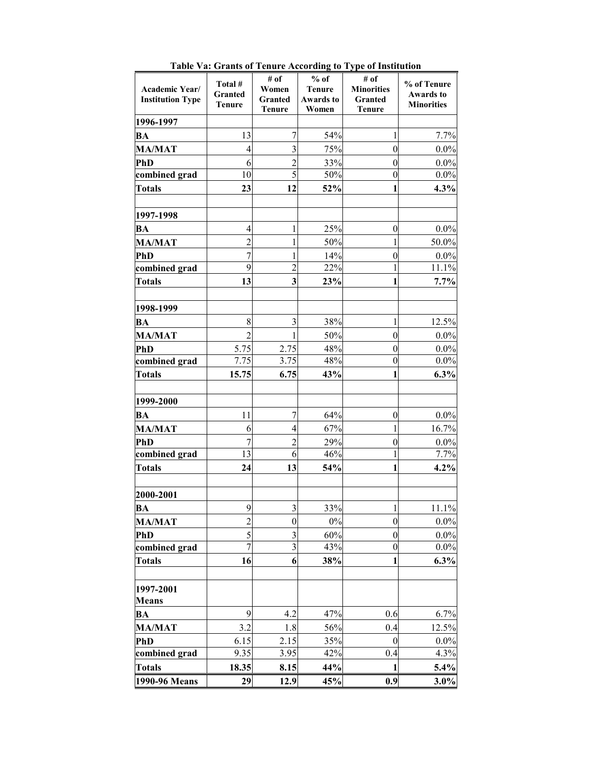**Table Va: Grants of Tenure According to Type of Institution**

| Academic Year/ Institution Type | Total # Granted Tenure | # of Women Granted Tenure | % of Tenure Awards to Women | # of Minorities Granted Tenure | % of Tenure Awards to Minorities |
|---|---|---|---|---|---|
| **1996-1997** | | | | | |
| **BA** | 13 | 7 | 54% | 1 | 7.7% |
| **MA/MAT** | 4 | 3 | 75% | 0 | 0.0% |
| **PhD** | 6 | 2 | 33% | 0 | 0.0% |
| **combined grad** | 10 | 5 | 50% | 0 | 0.0% |
| **Totals** | **23** | **12** | **52%** | **1** | **4.3%** |
| | | | | | |
| **1997-1998** | | | | | |
| **BA** | 4 | 1 | 25% | 0 | 0.0% |
| **MA/MAT** | 2 | 1 | 50% | 1 | 50.0% |
| **PhD** | 7 | 1 | 14% | 0 | 0.0% |
| **combined grad** | 9 | 2 | 22% | 1 | 11.1% |
| **Totals** | **13** | **3** | **23%** | **1** | **7.7%** |
| | | | | | |
| **1998-1999** | | | | | |
| **BA** | 8 | 3 | 38% | 1 | 12.5% |
| **MA/MAT** | 2 | 1 | 50% | 0 | 0.0% |
| **PhD** | 5.75 | 2.75 | 48% | 0 | 0.0% |
| **combined grad** | 7.75 | 3.75 | 48% | 0 | 0.0% |
| **Totals** | **15.75** | **6.75** | **43%** | **1** | **6.3%** |
| | | | | | |
| **1999-2000** | | | | | |
| **BA** | 11 | 7 | 64% | 0 | 0.0% |
| **MA/MAT** | 6 | 4 | 67% | 1 | 16.7% |
| **PhD** | 7 | 2 | 29% | 0 | 0.0% |
| **combined grad** | 13 | 6 | 46% | 1 | 7.7% |
| **Totals** | **24** | **13** | **54%** | **1** | **4.2%** |
| | | | | | |
| **2000-2001** | | | | | |
| **BA** | 9 | 3 | 33% | 1 | 11.1% |
| **MA/MAT** | 2 | 0 | 0% | 0 | 0.0% |
| **PhD** | 5 | 3 | 60% | 0 | 0.0% |
| **combined grad** | 7 | 3 | 43% | 0 | 0.0% |
| **Totals** | **16** | **6** | **38%** | **1** | **6.3%** |
| | | | | | |
| **1997-2001 Means** | | | | | |
| **BA** | 9 | 4.2 | 47% | 0.6 | 6.7% |
| **MA/MAT** | 3.2 | 1.8 | 56% | 0.4 | 12.5% |
| **PhD** | 6.15 | 2.15 | 35% | 0 | 0.0% |
| **combined grad** | 9.35 | 3.95 | 42% | 0.4 | 4.3% |
| **Totals** | **18.35** | **8.15** | **44%** | **1** | **5.4%** |
| **1990-96 Means** | **29** | **12.9** | **45%** | **0.9** | **3.0%** |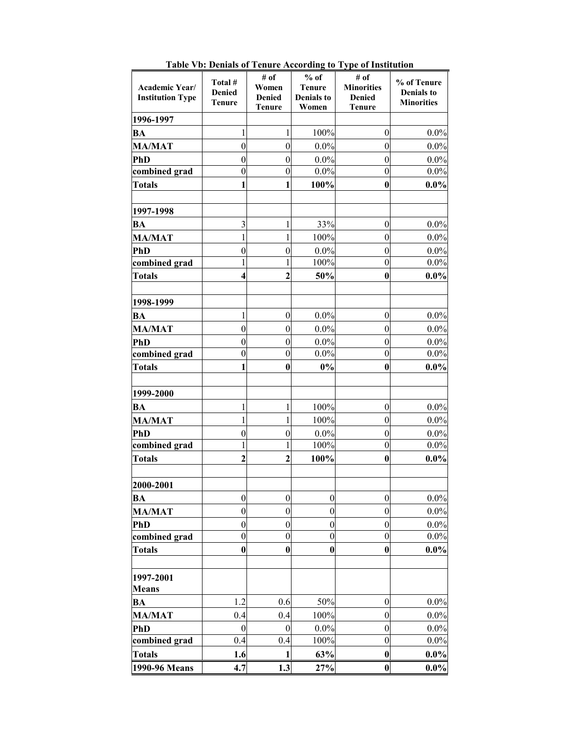**Table Vb: Denials of Tenure According to Type of Institution**

| Academic Year/ Institution Type | Total # Denied Tenure | # of Women Denied Tenure | % of Tenure Denials to Women | # of Minorities Denied Tenure | % of Tenure Denials to Minorities |
|---|---|---|---|---|---|
| **1996-1997** | | | | | |
| **BA** | 1 | 1 | 100% | 0 | 0.0% |
| **MA/MAT** | 0 | 0 | 0.0% | 0 | 0.0% |
| **PhD** | 0 | 0 | 0.0% | 0 | 0.0% |
| **combined grad** | 0 | 0 | 0.0% | 0 | 0.0% |
| **Totals** | **1** | **1** | **100%** | **0** | **0.0%** |
| | | | | | |
| **1997-1998** | | | | | |
| **BA** | 3 | 1 | 33% | 0 | 0.0% |
| **MA/MAT** | 1 | 1 | 100% | 0 | 0.0% |
| **PhD** | 0 | 0 | 0.0% | 0 | 0.0% |
| **combined grad** | 1 | 1 | 100% | 0 | 0.0% |
| **Totals** | **4** | **2** | **50%** | **0** | **0.0%** |
| | | | | | |
| **1998-1999** | | | | | |
| **BA** | 1 | 0 | 0.0% | 0 | 0.0% |
| **MA/MAT** | 0 | 0 | 0.0% | 0 | 0.0% |
| **PhD** | 0 | 0 | 0.0% | 0 | 0.0% |
| **combined grad** | 0 | 0 | 0.0% | 0 | 0.0% |
| **Totals** | **1** | **0** | **0%** | **0** | **0.0%** |
| | | | | | |
| **1999-2000** | | | | | |
| **BA** | 1 | 1 | 100% | 0 | 0.0% |
| **MA/MAT** | 1 | 1 | 100% | 0 | 0.0% |
| **PhD** | 0 | 0 | 0.0% | 0 | 0.0% |
| **combined grad** | 1 | 1 | 100% | 0 | 0.0% |
| **Totals** | **2** | **2** | **100%** | **0** | **0.0%** |
| | | | | | |
| **2000-2001** | | | | | |
| **BA** | 0 | 0 | 0 | 0 | 0.0% |
| **MA/MAT** | 0 | 0 | 0 | 0 | 0.0% |
| **PhD** | 0 | 0 | 0 | 0 | 0.0% |
| **combined grad** | 0 | 0 | 0 | 0 | 0.0% |
| **Totals** | **0** | **0** | **0** | **0** | **0.0%** |
| | | | | | |
| **1997-2001 Means** | | | | | |
| **BA** | 1.2 | 0.6 | 50% | 0 | 0.0% |
| **MA/MAT** | 0.4 | 0.4 | 100% | 0 | 0.0% |
| **PhD** | 0 | 0 | 0.0% | 0 | 0.0% |
| **combined grad** | 0.4 | 0.4 | 100% | 0 | 0.0% |
| **Totals** | **1.6** | **1** | **63%** | **0** | **0.0%** |
| **1990-96 Means** | **4.7** | **1.3** | **27%** | **0** | **0.0%** |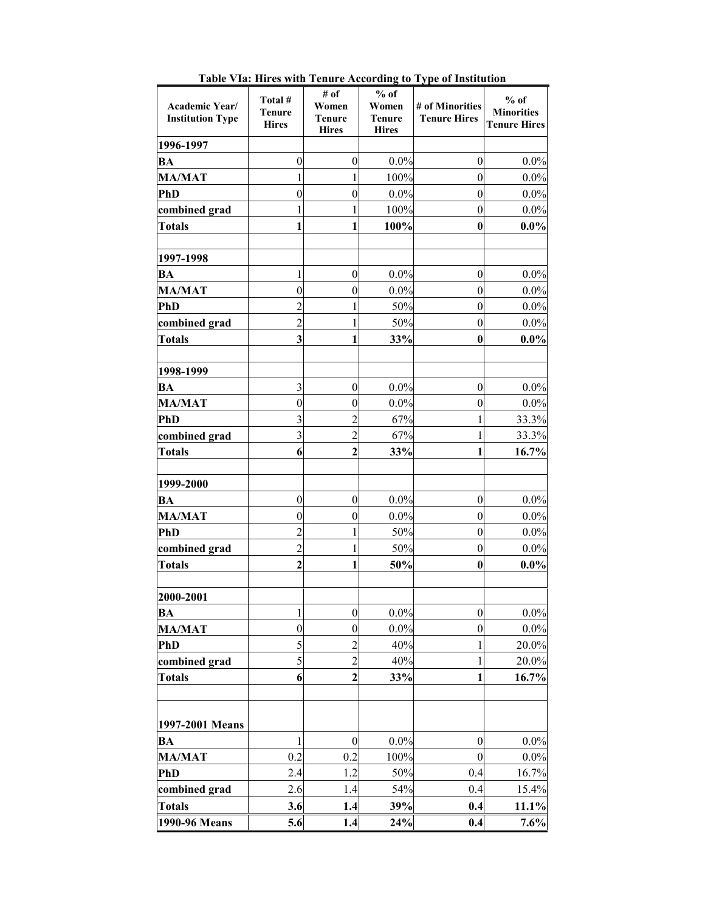**Table VIa: Hires with Tenure According to Type of Institution**

| Academic Year/ Institution Type | Total # Tenure Hires | # of Women Tenure Hires | % of Women Tenure Hires | # of Minorities Tenure Hires | % of Minorities Tenure Hires |
|---|---|---|---|---|---|
| **1996-1997** | | | | | |
| **BA** | 0 | 0 | 0.0% | 0 | 0.0% |
| **MA/MAT** | 1 | 1 | 100% | 0 | 0.0% |
| **PhD** | 0 | 0 | 0.0% | 0 | 0.0% |
| **combined grad** | 1 | 1 | 100% | 0 | 0.0% |
| **Totals** | **1** | **1** | **100%** | **0** | **0.0%** |
| | | | | | |
| **1997-1998** | | | | | |
| **BA** | 1 | 0 | 0.0% | 0 | 0.0% |
| **MA/MAT** | 0 | 0 | 0.0% | 0 | 0.0% |
| **PhD** | 2 | 1 | 50% | 0 | 0.0% |
| **combined grad** | 2 | 1 | 50% | 0 | 0.0% |
| **Totals** | **3** | **1** | **33%** | **0** | **0.0%** |
| | | | | | |
| **1998-1999** | | | | | |
| **BA** | 3 | 0 | 0.0% | 0 | 0.0% |
| **MA/MAT** | 0 | 0 | 0.0% | 0 | 0.0% |
| **PhD** | 3 | 2 | 67% | 1 | 33.3% |
| **combined grad** | 3 | 2 | 67% | 1 | 33.3% |
| **Totals** | **6** | **2** | **33%** | **1** | **16.7%** |
| | | | | | |
| **1999-2000** | | | | | |
| **BA** | 0 | 0 | 0.0% | 0 | 0.0% |
| **MA/MAT** | 0 | 0 | 0.0% | 0 | 0.0% |
| **PhD** | 2 | 1 | 50% | 0 | 0.0% |
| **combined grad** | 2 | 1 | 50% | 0 | 0.0% |
| **Totals** | **2** | **1** | **50%** | **0** | **0.0%** |
| | | | | | |
| **2000-2001** | | | | | |
| **BA** | 1 | 0 | 0.0% | 0 | 0.0% |
| **MA/MAT** | 0 | 0 | 0.0% | 0 | 0.0% |
| **PhD** | 5 | 2 | 40% | 1 | 20.0% |
| **combined grad** | 5 | 2 | 40% | 1 | 20.0% |
| **Totals** | **6** | **2** | **33%** | **1** | **16.7%** |
| | | | | | |
| **1997-2001 Means** | | | | | |
| **BA** | 1 | 0 | 0.0% | 0 | 0.0% |
| **MA/MAT** | 0.2 | 0.2 | 100% | 0 | 0.0% |
| **PhD** | 2.4 | 1.2 | 50% | 0.4 | 16.7% |
| **combined grad** | 2.6 | 1.4 | 54% | 0.4 | 15.4% |
| **Totals** | **3.6** | **1.4** | **39%** | **0.4** | **11.1%** |
| **1990-96 Means** | **5.6** | **1.4** | **24%** | **0.4** | **7.6%** |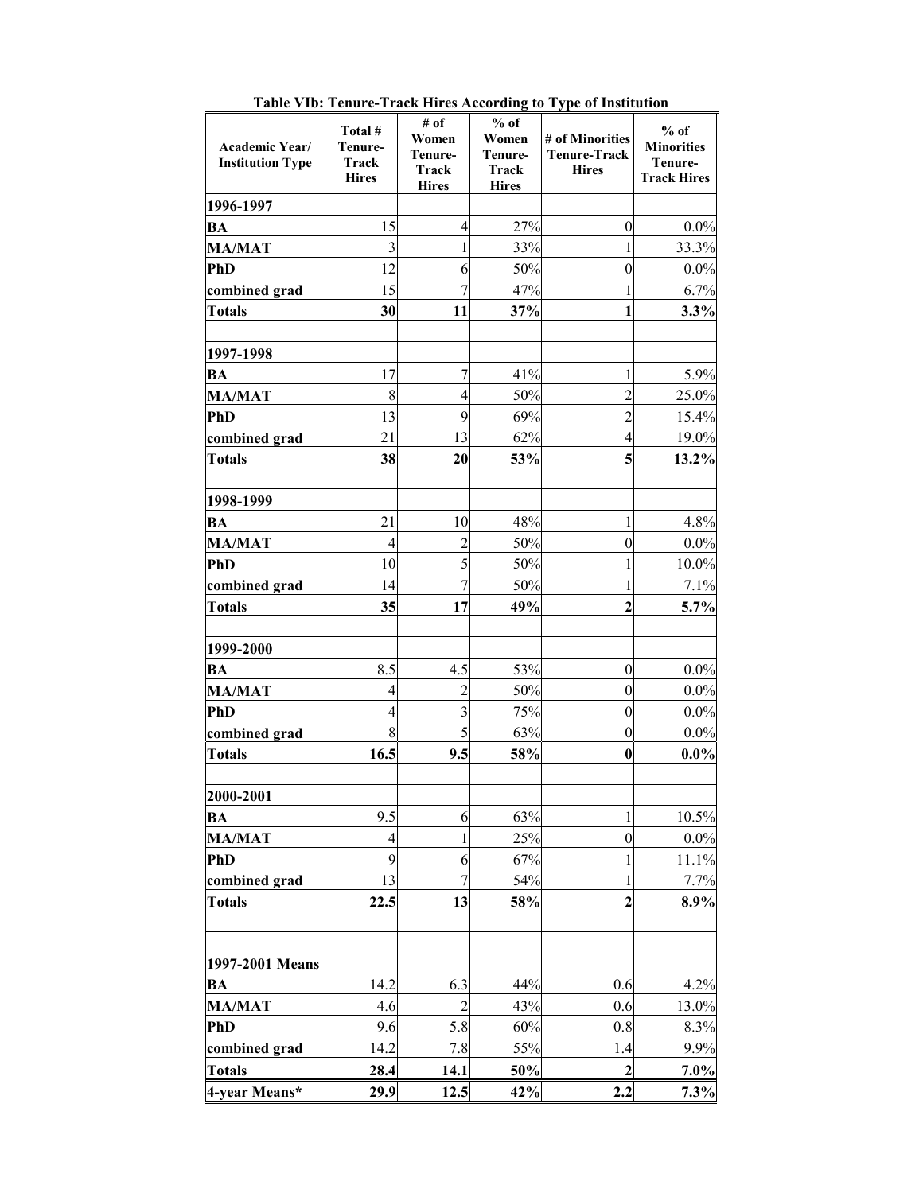**Table VIb: Tenure-Track Hires According to Type of Institution**

| Academic Year/ Institution Type | Total # Tenure-Track Hires | # of Women Tenure-Track Hires | % of Women Tenure-Track Hires | # of Minorities Tenure-Track Hires | % of Minorities Tenure-Track Hires |
|---|---|---|---|---|---|
| **1996-1997** | | | | | |
| **BA** | 15 | 4 | 27% | 0 | 0.0% |
| **MA/MAT** | 3 | 1 | 33% | 1 | 33.3% |
| **PhD** | 12 | 6 | 50% | 0 | 0.0% |
| **combined grad** | 15 | 7 | 47% | 1 | 6.7% |
| **Totals** | **30** | **11** | **37%** | **1** | **3.3%** |
| | | | | | |
| **1997-1998** | | | | | |
| **BA** | 17 | 7 | 41% | 1 | 5.9% |
| **MA/MAT** | 8 | 4 | 50% | 2 | 25.0% |
| **PhD** | 13 | 9 | 69% | 2 | 15.4% |
| **combined grad** | 21 | 13 | 62% | 4 | 19.0% |
| **Totals** | **38** | **20** | **53%** | **5** | **13.2%** |
| | | | | | |
| **1998-1999** | | | | | |
| **BA** | 21 | 10 | 48% | 1 | 4.8% |
| **MA/MAT** | 4 | 2 | 50% | 0 | 0.0% |
| **PhD** | 10 | 5 | 50% | 1 | 10.0% |
| **combined grad** | 14 | 7 | 50% | 1 | 7.1% |
| **Totals** | **35** | **17** | **49%** | **2** | **5.7%** |
| | | | | | |
| **1999-2000** | | | | | |
| **BA** | 8.5 | 4.5 | 53% | 0 | 0.0% |
| **MA/MAT** | 4 | 2 | 50% | 0 | 0.0% |
| **PhD** | 4 | 3 | 75% | 0 | 0.0% |
| **combined grad** | 8 | 5 | 63% | 0 | 0.0% |
| **Totals** | **16.5** | **9.5** | **58%** | **0** | **0.0%** |
| | | | | | |
| **2000-2001** | | | | | |
| **BA** | 9.5 | 6 | 63% | 1 | 10.5% |
| **MA/MAT** | 4 | 1 | 25% | 0 | 0.0% |
| **PhD** | 9 | 6 | 67% | 1 | 11.1% |
| **combined grad** | 13 | 7 | 54% | 1 | 7.7% |
| **Totals** | **22.5** | **13** | **58%** | **2** | **8.9%** |
| | | | | | |
| **1997-2001 Means** | | | | | |
| **BA** | 14.2 | 6.3 | 44% | 0.6 | 4.2% |
| **MA/MAT** | 4.6 | 2 | 43% | 0.6 | 13.0% |
| **PhD** | 9.6 | 5.8 | 60% | 0.8 | 8.3% |
| **combined grad** | 14.2 | 7.8 | 55% | 1.4 | 9.9% |
| **Totals** | **28.4** | **14.1** | **50%** | **2** | **7.0%** |
| **4-year Means*** | **29.9** | **12.5** | **42%** | **2.2** | **7.3%** |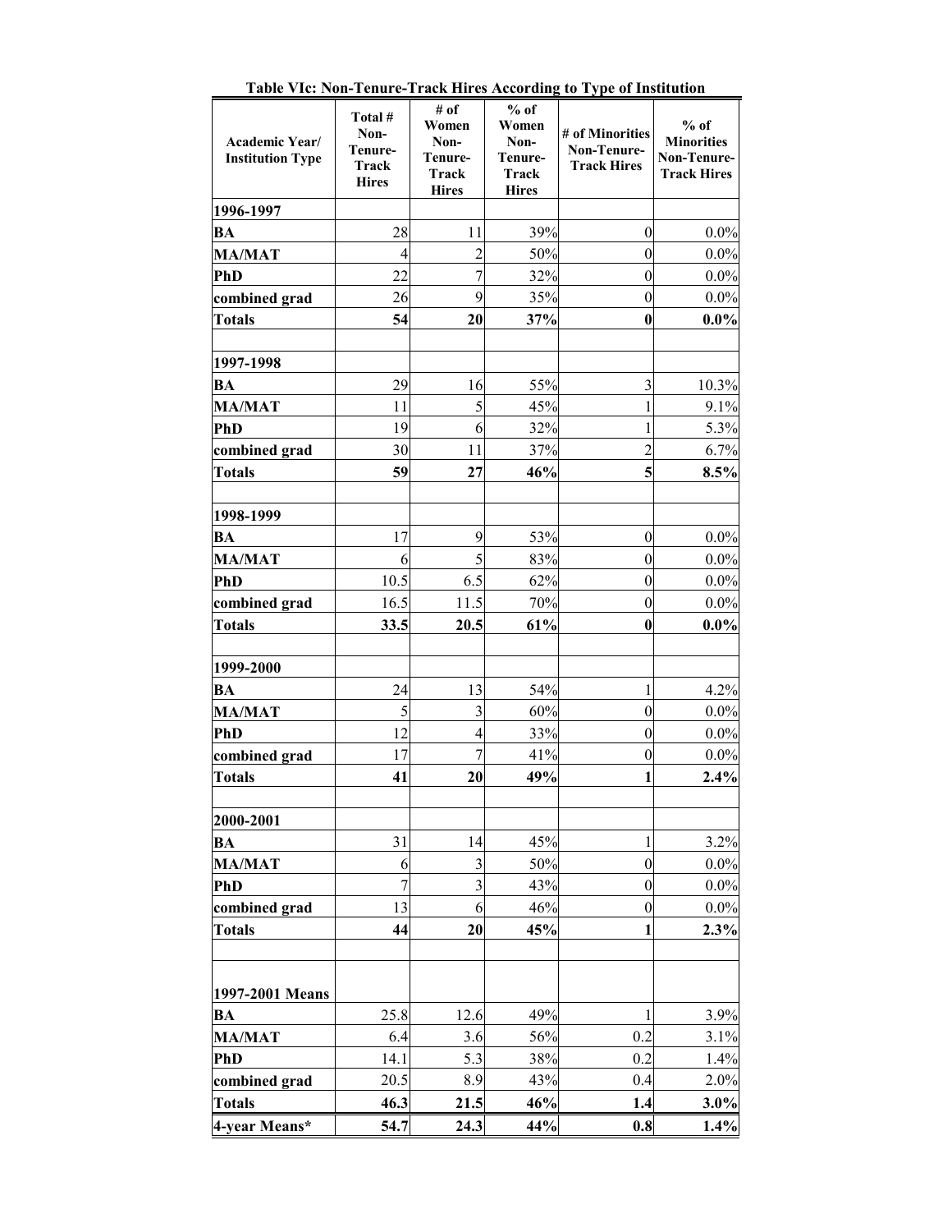**Table VIc: Non-Tenure-Track Hires According to Type of Institution**

| Academic Year/ Institution Type | Total # Non-Tenure-Track Hires | # of Women Non-Tenure-Track Hires | % of Women Non-Tenure-Track Hires | # of Minorities Non-Tenure-Track Hires | % of Minorities Non-Tenure-Track Hires |
|---|---|---|---|---|---|
| **1996-1997** | | | | | |
| **BA** | 28 | 11 | 39% | 0 | 0.0% |
| **MA/MAT** | 4 | 2 | 50% | 0 | 0.0% |
| **PhD** | 22 | 7 | 32% | 0 | 0.0% |
| **combined grad** | 26 | 9 | 35% | 0 | 0.0% |
| **Totals** | **54** | **20** | **37%** | **0** | **0.0%** |
| | | | | | |
| **1997-1998** | | | | | |
| **BA** | 29 | 16 | 55% | 3 | 10.3% |
| **MA/MAT** | 11 | 5 | 45% | 1 | 9.1% |
| **PhD** | 19 | 6 | 32% | 1 | 5.3% |
| **combined grad** | 30 | 11 | 37% | 2 | 6.7% |
| **Totals** | **59** | **27** | **46%** | **5** | **8.5%** |
| | | | | | |
| **1998-1999** | | | | | |
| **BA** | 17 | 9 | 53% | 0 | 0.0% |
| **MA/MAT** | 6 | 5 | 83% | 0 | 0.0% |
| **PhD** | 10.5 | 6.5 | 62% | 0 | 0.0% |
| **combined grad** | 16.5 | 11.5 | 70% | 0 | 0.0% |
| **Totals** | **33.5** | **20.5** | **61%** | **0** | **0.0%** |
| | | | | | |
| **1999-2000** | | | | | |
| **BA** | 24 | 13 | 54% | 1 | 4.2% |
| **MA/MAT** | 5 | 3 | 60% | 0 | 0.0% |
| **PhD** | 12 | 4 | 33% | 0 | 0.0% |
| **combined grad** | 17 | 7 | 41% | 0 | 0.0% |
| **Totals** | **41** | **20** | **49%** | **1** | **2.4%** |
| | | | | | |
| **2000-2001** | | | | | |
| **BA** | 31 | 14 | 45% | 1 | 3.2% |
| **MA/MAT** | 6 | 3 | 50% | 0 | 0.0% |
| **PhD** | 7 | 3 | 43% | 0 | 0.0% |
| **combined grad** | 13 | 6 | 46% | 0 | 0.0% |
| **Totals** | **44** | **20** | **45%** | **1** | **2.3%** |
| | | | | | |
| **1997-2001 Means** | | | | | |
| **BA** | 25.8 | 12.6 | 49% | 1 | 3.9% |
| **MA/MAT** | 6.4 | 3.6 | 56% | 0.2 | 3.1% |
| **PhD** | 14.1 | 5.3 | 38% | 0.2 | 1.4% |
| **combined grad** | 20.5 | 8.9 | 43% | 0.4 | 2.0% |
| **Totals** | **46.3** | **21.5** | **46%** | **1.4** | **3.0%** |
| **4-year Means*** | **54.7** | **24.3** | **44%** | **0.8** | **1.4%** |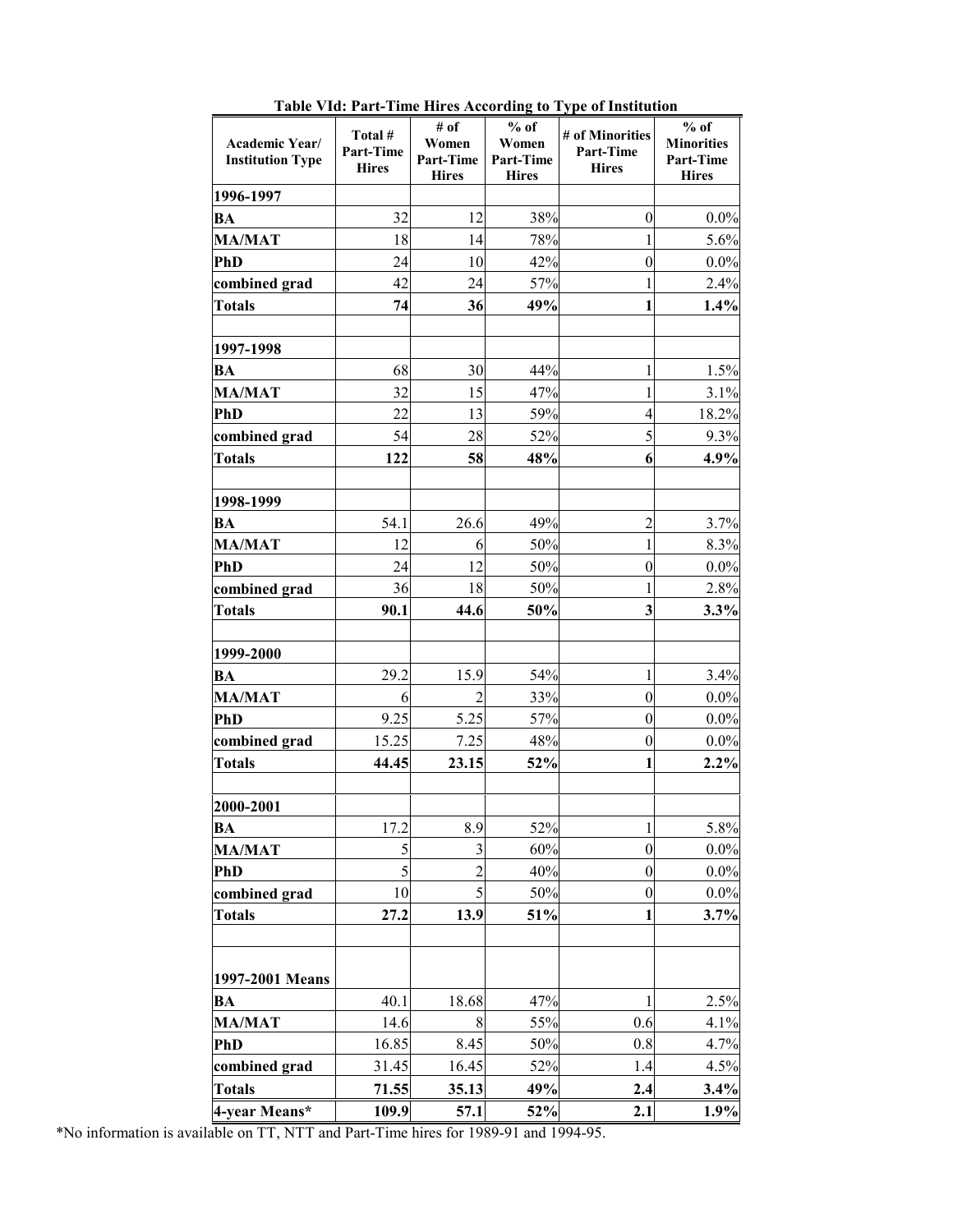**Table VId: Part-Time Hires According to Type of Institution**

| Academic Year/ Institution Type | Total # Part-Time Hires | # of Women Part-Time Hires | % of Women Part-Time Hires | # of Minorities Part-Time Hires | % of Minorities Part-Time Hires |
|---|---|---|---|---|---|
| **1996-1997** | | | | | |
| **BA** | 32 | 12 | 38% | 0 | 0.0% |
| **MA/MAT** | 18 | 14 | 78% | 1 | 5.6% |
| **PhD** | 24 | 10 | 42% | 0 | 0.0% |
| **combined grad** | 42 | 24 | 57% | 1 | 2.4% |
| **Totals** | **74** | **36** | **49%** | **1** | **1.4%** |
| | | | | | |
| **1997-1998** | | | | | |
| **BA** | 68 | 30 | 44% | 1 | 1.5% |
| **MA/MAT** | 32 | 15 | 47% | 1 | 3.1% |
| **PhD** | 22 | 13 | 59% | 4 | 18.2% |
| **combined grad** | 54 | 28 | 52% | 5 | 9.3% |
| **Totals** | **122** | **58** | **48%** | **6** | **4.9%** |
| | | | | | |
| **1998-1999** | | | | | |
| **BA** | 54.1 | 26.6 | 49% | 2 | 3.7% |
| **MA/MAT** | 12 | 6 | 50% | 1 | 8.3% |
| **PhD** | 24 | 12 | 50% | 0 | 0.0% |
| **combined grad** | 36 | 18 | 50% | 1 | 2.8% |
| **Totals** | **90.1** | **44.6** | **50%** | **3** | **3.3%** |
| | | | | | |
| **1999-2000** | | | | | |
| **BA** | 29.2 | 15.9 | 54% | 1 | 3.4% |
| **MA/MAT** | 6 | 2 | 33% | 0 | 0.0% |
| **PhD** | 9.25 | 5.25 | 57% | 0 | 0.0% |
| **combined grad** | 15.25 | 7.25 | 48% | 0 | 0.0% |
| **Totals** | **44.45** | **23.15** | **52%** | **1** | **2.2%** |
| | | | | | |
| **2000-2001** | | | | | |
| **BA** | 17.2 | 8.9 | 52% | 1 | 5.8% |
| **MA/MAT** | 5 | 3 | 60% | 0 | 0.0% |
| **PhD** | 5 | 2 | 40% | 0 | 0.0% |
| **combined grad** | 10 | 5 | 50% | 0 | 0.0% |
| **Totals** | **27.2** | **13.9** | **51%** | **1** | **3.7%** |
| | | | | | |
| **1997-2001 Means** | | | | | |
| **BA** | 40.1 | 18.68 | 47% | 1 | 2.5% |
| **MA/MAT** | 14.6 | 8 | 55% | 0.6 | 4.1% |
| **PhD** | 16.85 | 8.45 | 50% | 0.8 | 4.7% |
| **combined grad** | 31.45 | 16.45 | 52% | 1.4 | 4.5% |
| **Totals** | **71.55** | **35.13** | **49%** | **2.4** | **3.4%** |
| **4-year Means*** | **109.9** | **57.1** | **52%** | **2.1** | **1.9%** |

*No information is available on TT, NTT and Part-Time hires for 1989-91 and 1994-95.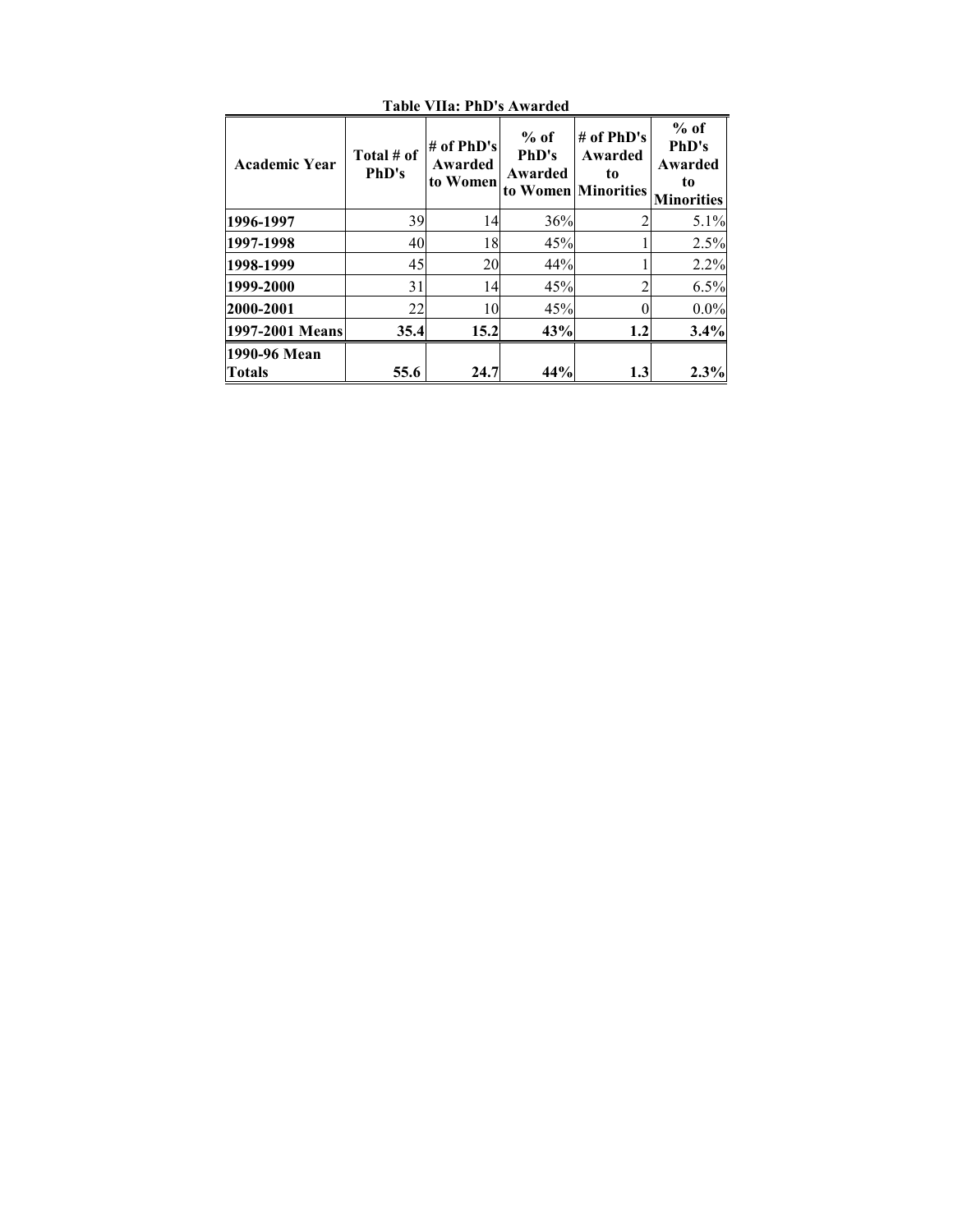**Table VIIa: PhD's Awarded**

| Academic Year | Total # of PhD's | # of PhD's Awarded to Women | % of PhD's Awarded to Women | # of PhD's Awarded to Minorities | % of PhD's Awarded to Minorities |
|---|---|---|---|---|---|
| **1996-1997** | 39 | 14 | 36% | 2 | 5.1% |
| **1997-1998** | 40 | 18 | 45% | 1 | 2.5% |
| **1998-1999** | 45 | 20 | 44% | 1 | 2.2% |
| **1999-2000** | 31 | 14 | 45% | 2 | 6.5% |
| **2000-2001** | 22 | 10 | 45% | 0 | 0.0% |
| **1997-2001 Means** | **35.4** | **15.2** | **43%** | **1.2** | **3.4%** |
| **1990-96 Mean Totals** | **55.6** | **24.7** | **44%** | **1.3** | **2.3%** |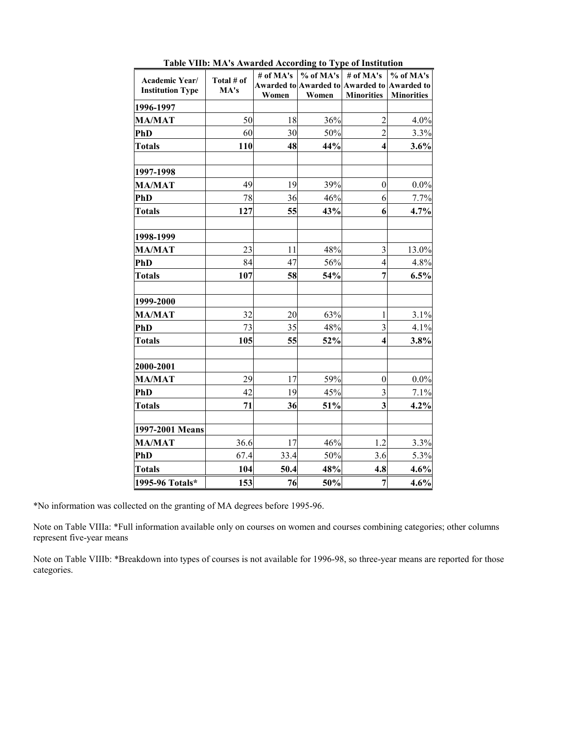**Table VIIb: MA's Awarded According to Type of Institution**

| Academic Year/ Institution Type | Total # of MA's | # of MA's Awarded to Women | % of MA's Awarded to Women | # of MA's Awarded to Minorities | % of MA's Awarded to Minorities |
|---|---|---|---|---|---|
| **1996-1997** | | | | | |
| **MA/MAT** | 50 | 18 | 36% | 2 | 4.0% |
| **PhD** | 60 | 30 | 50% | 2 | 3.3% |
| **Totals** | **110** | **48** | **44%** | **4** | **3.6%** |
| | | | | | |
| **1997-1998** | | | | | |
| **MA/MAT** | 49 | 19 | 39% | 0 | 0.0% |
| **PhD** | 78 | 36 | 46% | 6 | 7.7% |
| **Totals** | **127** | **55** | **43%** | **6** | **4.7%** |
| | | | | | |
| **1998-1999** | | | | | |
| **MA/MAT** | 23 | 11 | 48% | 3 | 13.0% |
| **PhD** | 84 | 47 | 56% | 4 | 4.8% |
| **Totals** | **107** | **58** | **54%** | **7** | **6.5%** |
| | | | | | |
| **1999-2000** | | | | | |
| **MA/MAT** | 32 | 20 | 63% | 1 | 3.1% |
| **PhD** | 73 | 35 | 48% | 3 | 4.1% |
| **Totals** | **105** | **55** | **52%** | **4** | **3.8%** |
| | | | | | |
| **2000-2001** | | | | | |
| **MA/MAT** | 29 | 17 | 59% | 0 | 0.0% |
| **PhD** | 42 | 19 | 45% | 3 | 7.1% |
| **Totals** | **71** | **36** | **51%** | **3** | **4.2%** |
| | | | | | |
| **1997-2001 Means** | | | | | |
| **MA/MAT** | 36.6 | 17 | 46% | 1.2 | 3.3% |
| **PhD** | 67.4 | 33.4 | 50% | 3.6 | 5.3% |
| **Totals** | **104** | **50.4** | **48%** | **4.8** | **4.6%** |
| **1995-96 Totals*** | **153** | **76** | **50%** | **7** | **4.6%** |

*No information was collected on the granting of MA degrees before 1995-96.

Note on Table VIIIa: *Full information available only on courses on women and courses combining categories; other columns represent five-year means

Note on Table VIIIb: *Breakdown into types of courses is not available for 1996-98, so three-year means are reported for those categories.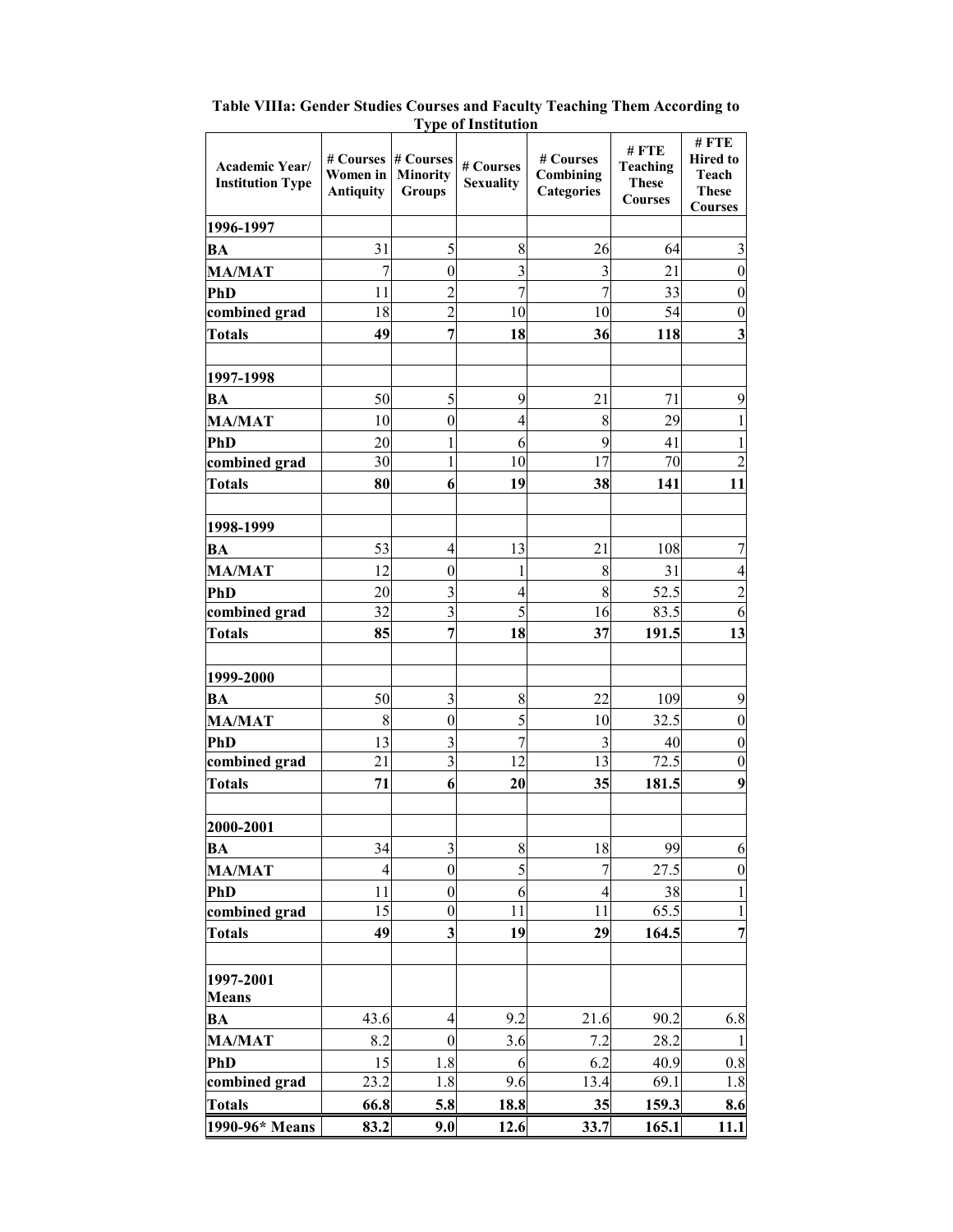**Table VIIIa: Gender Studies Courses and Faculty Teaching Them According to Type of Institution**

| Academic Year/ Institution Type | # Courses Women in Antiquity | # Courses Minority Groups | # Courses Sexuality | # Courses Combining Categories | # FTE Teaching These Courses | # FTE Hired to Teach These Courses |
|---|---|---|---|---|---|---|
| **1996-1997** | | | | | | |
| **BA** | 31 | 5 | 8 | 26 | 64 | 3 |
| **MA/MAT** | 7 | 0 | 3 | 3 | 21 | 0 |
| **PhD** | 11 | 2 | 7 | 7 | 33 | 0 |
| **combined grad** | 18 | 2 | 10 | 10 | 54 | 0 |
| **Totals** | **49** | **7** | **18** | **36** | **118** | **3** |
| | | | | | | |
| **1997-1998** | | | | | | |
| **BA** | 50 | 5 | 9 | 21 | 71 | 9 |
| **MA/MAT** | 10 | 0 | 4 | 8 | 29 | 1 |
| **PhD** | 20 | 1 | 6 | 9 | 41 | 1 |
| **combined grad** | 30 | 1 | 10 | 17 | 70 | 2 |
| **Totals** | **80** | **6** | **19** | **38** | **141** | **11** |
| | | | | | | |
| **1998-1999** | | | | | | |
| **BA** | 53 | 4 | 13 | 21 | 108 | 7 |
| **MA/MAT** | 12 | 0 | 1 | 8 | 31 | 4 |
| **PhD** | 20 | 3 | 4 | 8 | 52.5 | 2 |
| **combined grad** | 32 | 3 | 5 | 16 | 83.5 | 6 |
| **Totals** | **85** | **7** | **18** | **37** | **191.5** | **13** |
| | | | | | | |
| **1999-2000** | | | | | | |
| **BA** | 50 | 3 | 8 | 22 | 109 | 9 |
| **MA/MAT** | 8 | 0 | 5 | 10 | 32.5 | 0 |
| **PhD** | 13 | 3 | 7 | 3 | 40 | 0 |
| **combined grad** | 21 | 3 | 12 | 13 | 72.5 | 0 |
| **Totals** | **71** | **6** | **20** | **35** | **181.5** | **9** |
| | | | | | | |
| **2000-2001** | | | | | | |
| **BA** | 34 | 3 | 8 | 18 | 99 | 6 |
| **MA/MAT** | 4 | 0 | 5 | 7 | 27.5 | 0 |
| **PhD** | 11 | 0 | 6 | 4 | 38 | 1 |
| **combined grad** | 15 | 0 | 11 | 11 | 65.5 | 1 |
| **Totals** | **49** | **3** | **19** | **29** | **164.5** | **7** |
| | | | | | | |
| **1997-2001 Means** | | | | | | |
| **BA** | 43.6 | 4 | 9.2 | 21.6 | 90.2 | 6.8 |
| **MA/MAT** | 8.2 | 0 | 3.6 | 7.2 | 28.2 | 1 |
| **PhD** | 15 | 1.8 | 6 | 6.2 | 40.9 | 0.8 |
| **combined grad** | 23.2 | 1.8 | 9.6 | 13.4 | 69.1 | 1.8 |
| **Totals** | **66.8** | **5.8** | **18.8** | **35** | **159.3** | **8.6** |
| **1990-96* Means** | **83.2** | **9.0** | **12.6** | **33.7** | **165.1** | **11.1** |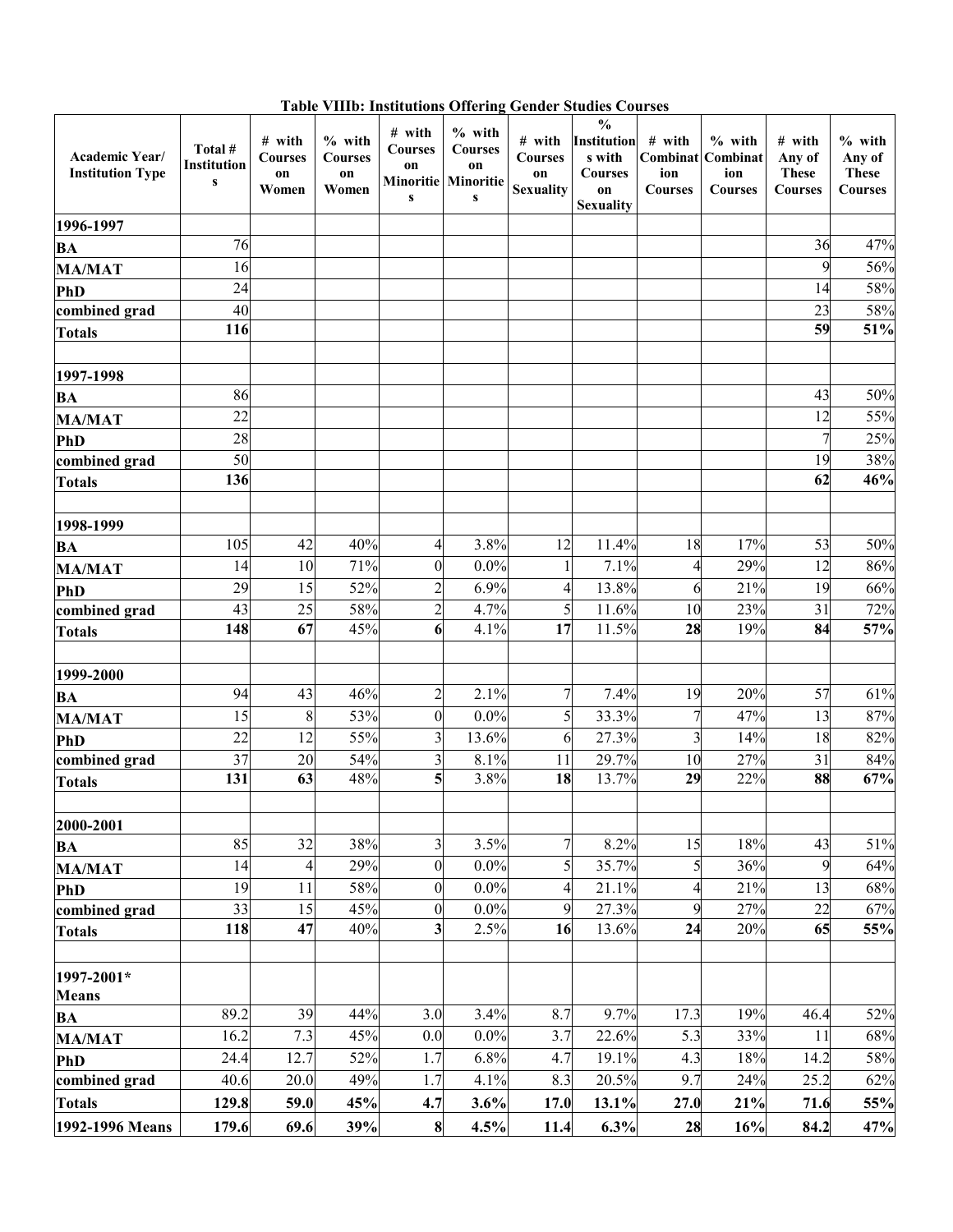**Table VIIIb: Institutions Offering Gender Studies Courses**

| Academic Year/ Institution Type | Total # Institutions | # with Courses on Women | % with Courses on Women | # with Courses on Minorities | % with Courses on Minorities | # with Courses on Sexuality | % Institutions with Courses on Sexuality | # with Combination Courses | % with Combination Courses | # with Any of These Courses | % with Any of These Courses |
|---|---|---|---|---|---|---|---|---|---|---|---|
| **1996-1997** | | | | | | | | | | | |
| **BA** | 76 | | | | | | | | | 36 | 47% |
| **MA/MAT** | 16 | | | | | | | | | 9 | 56% |
| **PhD** | 24 | | | | | | | | | 14 | 58% |
| **combined grad** | 40 | | | | | | | | | 23 | 58% |
| **Totals** | **116** | | | | | | | | | **59** | **51%** |
| | | | | | | | | | | | |
| **1997-1998** | | | | | | | | | | | |
| **BA** | 86 | | | | | | | | | 43 | 50% |
| **MA/MAT** | 22 | | | | | | | | | 12 | 55% |
| **PhD** | 28 | | | | | | | | | 7 | 25% |
| **combined grad** | 50 | | | | | | | | | 19 | 38% |
| **Totals** | **136** | | | | | | | | | **62** | **46%** |
| | | | | | | | | | | | |
| **1998-1999** | | | | | | | | | | | |
| **BA** | 105 | 42 | 40% | 4 | 3.8% | 12 | 11.4% | 18 | 17% | 53 | 50% |
| **MA/MAT** | 14 | 10 | 71% | 0 | 0.0% | 1 | 7.1% | 4 | 29% | 12 | 86% |
| **PhD** | 29 | 15 | 52% | 2 | 6.9% | 4 | 13.8% | 6 | 21% | 19 | 66% |
| **combined grad** | 43 | 25 | 58% | 2 | 4.7% | 5 | 11.6% | 10 | 23% | 31 | 72% |
| **Totals** | **148** | **67** | 45% | **6** | 4.1% | **17** | 11.5% | **28** | 19% | **84** | **57%** |
| | | | | | | | | | | | |
| **1999-2000** | | | | | | | | | | | |
| **BA** | 94 | 43 | 46% | 2 | 2.1% | 7 | 7.4% | 19 | 20% | 57 | 61% |
| **MA/MAT** | 15 | 8 | 53% | 0 | 0.0% | 5 | 33.3% | 7 | 47% | 13 | 87% |
| **PhD** | 22 | 12 | 55% | 3 | 13.6% | 6 | 27.3% | 3 | 14% | 18 | 82% |
| **combined grad** | 37 | 20 | 54% | 3 | 8.1% | 11 | 29.7% | 10 | 27% | 31 | 84% |
| **Totals** | **131** | **63** | 48% | **5** | 3.8% | **18** | 13.7% | **29** | 22% | **88** | **67%** |
| | | | | | | | | | | | |
| **2000-2001** | | | | | | | | | | | |
| **BA** | 85 | 32 | 38% | 3 | 3.5% | 7 | 8.2% | 15 | 18% | 43 | 51% |
| **MA/MAT** | 14 | 4 | 29% | 0 | 0.0% | 5 | 35.7% | 5 | 36% | 9 | 64% |
| **PhD** | 19 | 11 | 58% | 0 | 0.0% | 4 | 21.1% | 4 | 21% | 13 | 68% |
| **combined grad** | 33 | 15 | 45% | 0 | 0.0% | 9 | 27.3% | 9 | 27% | 22 | 67% |
| **Totals** | **118** | **47** | 40% | **3** | 2.5% | **16** | 13.6% | **24** | 20% | **65** | **55%** |
| | | | | | | | | | | | |
| **1997-2001* Means** | | | | | | | | | | | |
| **BA** | 89.2 | 39 | 44% | 3.0 | 3.4% | 8.7 | 9.7% | 17.3 | 19% | 46.4 | 52% |
| **MA/MAT** | 16.2 | 7.3 | 45% | 0.0 | 0.0% | 3.7 | 22.6% | 5.3 | 33% | 11 | 68% |
| **PhD** | 24.4 | 12.7 | 52% | 1.7 | 6.8% | 4.7 | 19.1% | 4.3 | 18% | 14.2 | 58% |
| **combined grad** | 40.6 | 20.0 | 49% | 1.7 | 4.1% | 8.3 | 20.5% | 9.7 | 24% | 25.2 | 62% |
| **Totals** | **129.8** | **59.0** | **45%** | **4.7** | **3.6%** | **17.0** | **13.1%** | **27.0** | **21%** | **71.6** | **55%** |
| **1992-1996 Means** | **179.6** | **69.6** | **39%** | **8** | **4.5%** | **11.4** | **6.3%** | **28** | **16%** | **84.2** | **47%** |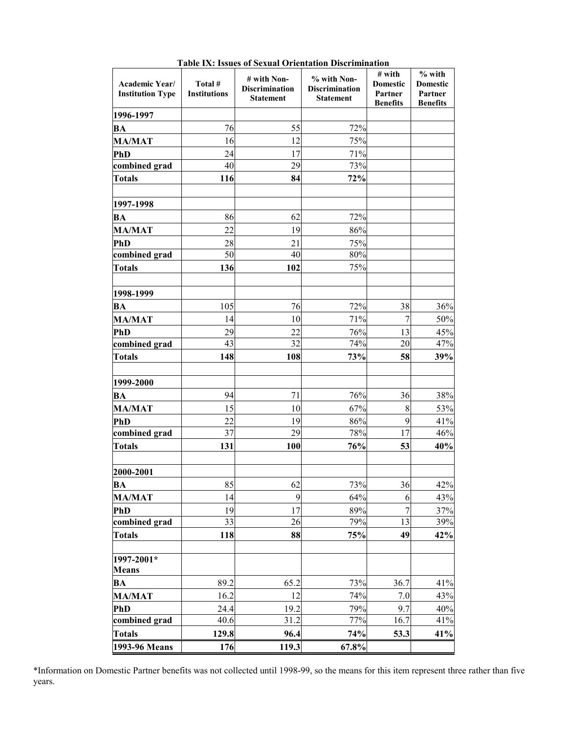**Table IX: Issues of Sexual Orientation Discrimination**

| Academic Year/ Institution Type | Total # Institutions | # with Non-Discrimination Statement | % with Non-Discrimination Statement | # with Domestic Partner Benefits | % with Domestic Partner Benefits |
|---|---|---|---|---|---|
| **1996-1997** | | | | | |
| **BA** | 76 | 55 | 72% | | |
| **MA/MAT** | 16 | 12 | 75% | | |
| **PhD** | 24 | 17 | 71% | | |
| **combined grad** | 40 | 29 | 73% | | |
| **Totals** | **116** | **84** | **72%** | | |
| | | | | | |
| **1997-1998** | | | | | |
| **BA** | 86 | 62 | 72% | | |
| **MA/MAT** | 22 | 19 | 86% | | |
| **PhD** | 28 | 21 | 75% | | |
| **combined grad** | 50 | 40 | 80% | | |
| **Totals** | **136** | **102** | 75% | | |
| | | | | | |
| **1998-1999** | | | | | |
| **BA** | 105 | 76 | 72% | 38 | 36% |
| **MA/MAT** | 14 | 10 | 71% | 7 | 50% |
| **PhD** | 29 | 22 | 76% | 13 | 45% |
| **combined grad** | 43 | 32 | 74% | 20 | 47% |
| **Totals** | **148** | **108** | **73%** | **58** | **39%** |
| | | | | | |
| **1999-2000** | | | | | |
| **BA** | 94 | 71 | 76% | 36 | 38% |
| **MA/MAT** | 15 | 10 | 67% | 8 | 53% |
| **PhD** | 22 | 19 | 86% | 9 | 41% |
| **combined grad** | 37 | 29 | 78% | 17 | 46% |
| **Totals** | **131** | **100** | **76%** | **53** | **40%** |
| | | | | | |
| **2000-2001** | | | | | |
| **BA** | 85 | 62 | 73% | 36 | 42% |
| **MA/MAT** | 14 | 9 | 64% | 6 | 43% |
| **PhD** | 19 | 17 | 89% | 7 | 37% |
| **combined grad** | 33 | 26 | 79% | 13 | 39% |
| **Totals** | **118** | **88** | **75%** | **49** | **42%** |
| | | | | | |
| **1997-2001* Means** | | | | | |
| **BA** | 89.2 | 65.2 | 73% | 36.7 | 41% |
| **MA/MAT** | 16.2 | 12 | 74% | 7.0 | 43% |
| **PhD** | 24.4 | 19.2 | 79% | 9.7 | 40% |
| **combined grad** | 40.6 | 31.2 | 77% | 16.7 | 41% |
| **Totals** | **129.8** | **96.4** | **74%** | **53.3** | **41%** |
| **1993-96 Means** | **176** | **119.3** | **67.8%** | | |

*Information on Domestic Partner benefits was not collected until 1998-99, so the means for this item represent three rather than five years.